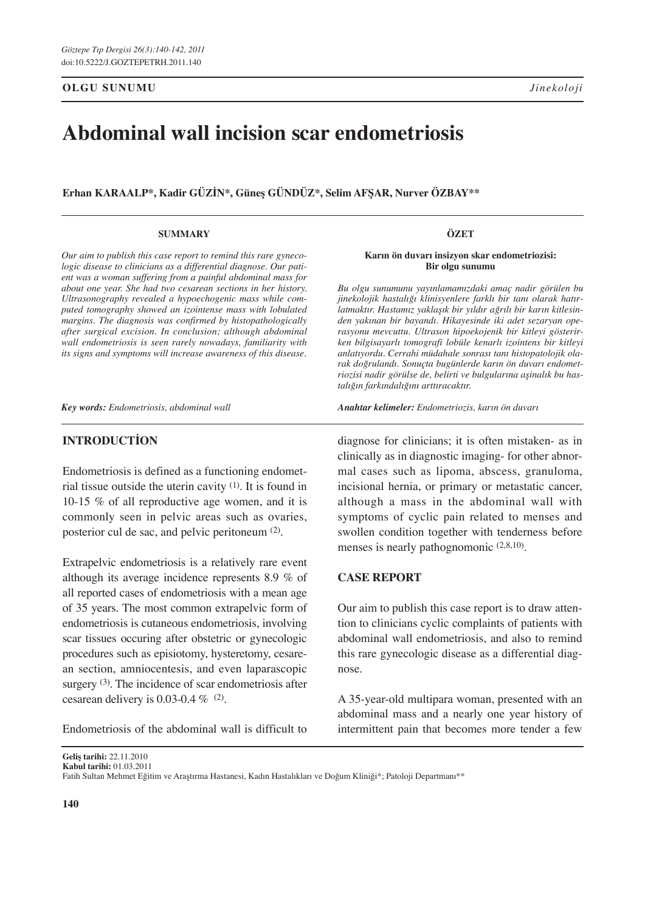**OLGU SUNUMU** *Jinekoloji*

# Abdominal wall incision scar endometriosis

**Erhan KARAALP\*, Kadir GÜZİN\*, Güneş GÜNDÜZ\*, Selim AFŞAR, Nurver ÖZBAY\*\***

#### SUMMARY

*Our aim to publish this case report to remind this rare gynecologic disease to clinicians as a differential diagnose. Our patient was a woman suffering from a painful abdominal mass for about one year. She had two cesarean sections in her history. Ultrasonography revealed a hypoechogenic mass while computed tomography showed an izointense mass with lobulated margins. The diagnosis was confirmed by histopathologically after surgical excision. In conclusion; although abdominal wall endometriosis is seen rarely nowadays, familiarity with its signs and symptoms will increase awareness of this disease.*

***Key words:** Endometriosis, abdominal wall*

#### ÖZET

**Karın ön duvarı insizyon skar endometriozisi: Bir olgu sunumu**

*Bu olgu sunumunu yayınlamamızdaki amaç nadir görülen bu jinekolojik hastalığı klinisyenlere farklı bir tanı olarak hatırlatmaktır. Hastamız yaklaşık bir yıldır ağrılı bir karın kitlesinden yakınan bir bayandı. Hikayesinde iki adet sezaryan operasyonu mevcuttu. Ultrason hipoekojenik bir kitleyi gösterirken bilgisayarlı tomografi lobüle kenarlı izointens bir kitleyi anlatıyordu. Cerrahi müdahale sonrası tanı histopatolojik olarak doğrulandı. Sonuçta bugünlerde karın ön duvarı endometriozisi nadir görülse de, belirti ve bulgularına aşinalık bu hastalığın farkındalığını arttıracaktır.*

***Anahtar kelimeler:** Endometriozis, karın ön duvarı*

## INTRODUCTİON

Endometriosis is defined as a functioning endometrial tissue outside the uterin cavity [1]. It is found in 10-15 % of all reproductive age women, and it is commonly seen in pelvic areas such as ovaries, posterior cul de sac, and pelvic peritoneum [2].

Extrapelvic endometriosis is a relatively rare event although its average incidence represents 8.9 % of all reported cases of endometriosis with a mean age of 35 years. The most common extrapelvic form of endometriosis is cutaneous endometriosis, involving scar tissues occuring after obstetric or gynecologic procedures such as episiotomy, hysteretomy, cesarean section, amniocentesis, and even laparascopic surgery [3]. The incidence of scar endometriosis after cesarean delivery is 0.03-0.4 % [2].

Endometriosis of the abdominal wall is difficult to diagnose for clinicians; it is often mistaken- as in clinically as in diagnostic imaging- for other abnormal cases such as lipoma, abscess, granuloma, incisional hernia, or primary or metastatic cancer, although a mass in the abdominal wall with symptoms of cyclic pain related to menses and swollen condition together with tenderness before menses is nearly pathognomonic [2,8,10].

## CASE REPORT

Our aim to publish this case report is to draw attention to clinicians cyclic complaints of patients with abdominal wall endometriosis, and also to remind this rare gynecologic disease as a differential diagnose.

A 35-year-old multipara woman, presented with an abdominal mass and a nearly one year history of intermittent pain that becomes more tender a few

**Geliş tarihi:** 22.11.2010
**Kabul tarihi:** 01.03.2011
Fatih Sultan Mehmet Eğitim ve Araştırma Hastanesi, Kadın Hastalıkları ve Doğum Kliniği\*; Patoloji Departmanı\*\*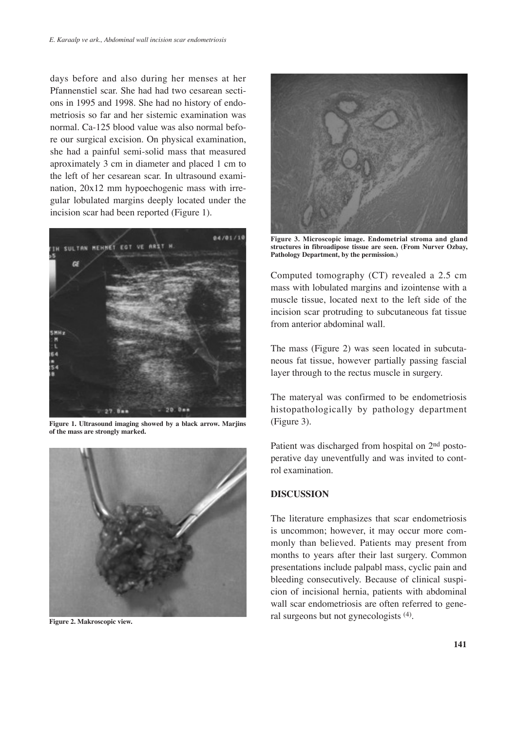days before and also during her menses at her Pfannenstiel scar. She had had two cesarean sections in 1995 and 1998. She had no history of endometriosis so far and her sistemic examination was normal. Ca-125 blood value was also normal before our surgical excision. On physical examination, she had a painful semi-solid mass that measured aproximately 3 cm in diameter and placed 1 cm to the left of her cesarean scar. In ultrasound examination, 20x12 mm hypoechogenic mass with irregular lobulated margins deeply located under the incision scar had been reported (Figure 1).

**Figure 1. Ultrasound imaging showed by a black arrow. Marjins of the mass are strongly marked.**

**Figure 2. Makroscopic view.**

**Figure 3. Microscopic image. Endometrial stroma and gland structures in fibroadipose tissue are seen. (From Nurver Ozbay, Pathology Department, by the permission.)**

Computed tomography (CT) revealed a 2.5 cm mass with lobulated margins and izointense with a muscle tissue, located next to the left side of the incision scar protruding to subcutaneous fat tissue from anterior abdominal wall.

The mass (Figure 2) was seen located in subcutaneous fat tissue, however partially passing fascial layer through to the rectus muscle in surgery.

The materyal was confirmed to be endometriosis histopathologically by pathology department (Figure 3).

Patient was discharged from hospital on 2nd postoperative day uneventfully and was invited to control examination.

## DISCUSSION

The literature emphasizes that scar endometriosis is uncommon; however, it may occur more commonly than believed. Patients may present from months to years after their last surgery. Common presentations include palpabl mass, cyclic pain and bleeding consecutively. Because of clinical suspicion of incisional hernia, patients with abdominal wall scar endometriosis are often referred to general surgeons but not gynecologists [4].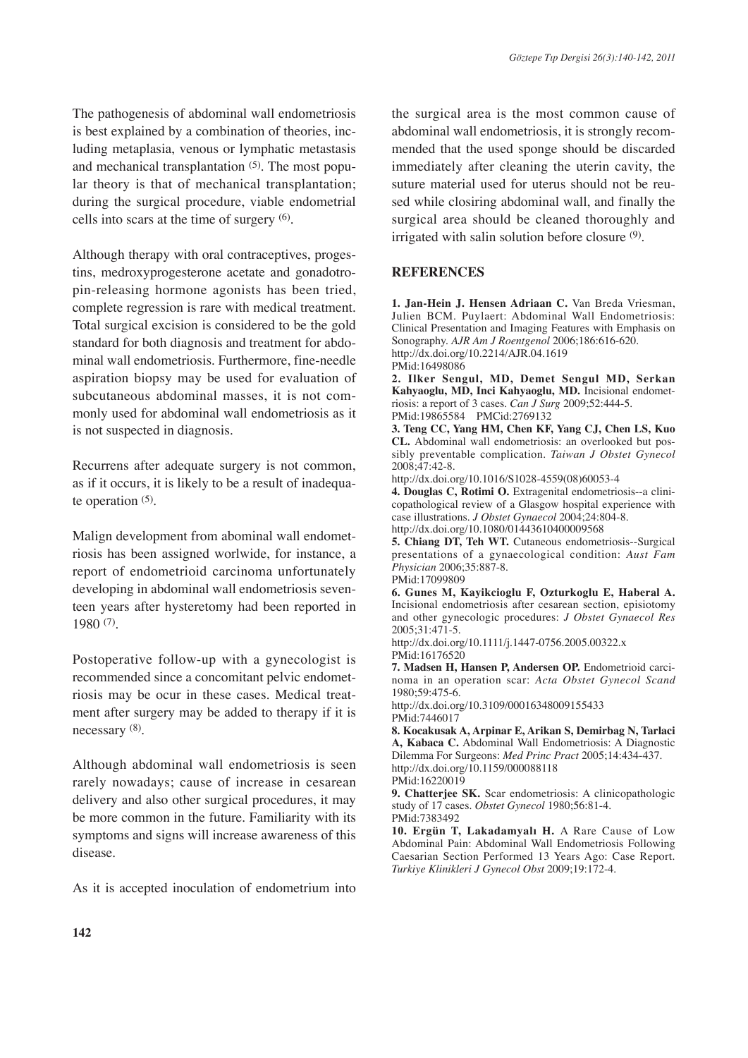The pathogenesis of abdominal wall endometriosis is best explained by a combination of theories, including metaplasia, venous or lymphatic metastasis and mechanical transplantation [5]. The most popular theory is that of mechanical transplantation; during the surgical procedure, viable endometrial cells into scars at the time of surgery [6].

Although therapy with oral contraceptives, progestins, medroxyprogesterone acetate and gonadotropin-releasing hormone agonists has been tried, complete regression is rare with medical treatment. Total surgical excision is considered to be the gold standard for both diagnosis and treatment for abdominal wall endometriosis. Furthermore, fine-needle aspiration biopsy may be used for evaluation of subcutaneous abdominal masses, it is not commonly used for abdominal wall endometriosis as it is not suspected in diagnosis.

Recurrens after adequate surgery is not common, as if it occurs, it is likely to be a result of inadequate operation [5].

Malign development from abominal wall endometriosis has been assigned worlwide, for instance, a report of endometrioid carcinoma unfortunately developing in abdominal wall endometriosis seventeen years after hysteretomy had been reported in 1980 [7].

Postoperative follow-up with a gynecologist is recommended since a concomitant pelvic endometriosis may be ocur in these cases. Medical treatment after surgery may be added to therapy if it is necessary [8].

Although abdominal wall endometriosis is seen rarely nowadays; cause of increase in cesarean delivery and also other surgical procedures, it may be more common in the future. Familiarity with its symptoms and signs will increase awareness of this disease.

As it is accepted inoculation of endometrium into the surgical area is the most common cause of abdominal wall endometriosis, it is strongly recommended that the used sponge should be discarded immediately after cleaning the uterin cavity, the suture material used for uterus should not be reused while closiring abdominal wall, and finally the surgical area should be cleaned thoroughly and irrigated with salin solution before closure [9].

## REFERENCES

**1. Jan-Hein J. Hensen Adriaan C.** Van Breda Vriesman, Julien BCM. Puylaert: Abdominal Wall Endometriosis: Clinical Presentation and Imaging Features with Emphasis on Sonography. *AJR Am J Roentgenol* 2006;186:616-620.
http://dx.doi.org/10.2214/AJR.04.1619
PMid:16498086

**2. Ilker Sengul, MD, Demet Sengul MD, Serkan Kahyaoglu, MD, Inci Kahyaoglu, MD.** Incisional endometriosis: a report of 3 cases. *Can J Surg* 2009;52:444-5.
PMid:19865584 PMCid:2769132

**3. Teng CC, Yang HM, Chen KF, Yang CJ, Chen LS, Kuo CL.** Abdominal wall endometriosis: an overlooked but possibly preventable complication. *Taiwan J Obstet Gynecol* 2008;47:42-8.
http://dx.doi.org/10.1016/S1028-4559(08)60053-4

**4. Douglas C, Rotimi O.** Extragenital endometriosis--a clinicopathological review of a Glasgow hospital experience with case illustrations. *J Obstet Gynaecol* 2004;24:804-8.
http://dx.doi.org/10.1080/01443610400009568

**5. Chiang DT, Teh WT.** Cutaneous endometriosis--Surgical presentations of a gynaecological condition: *Aust Fam Physician* 2006;35:887-8.
PMid:17099809

**6. Gunes M, Kayikcioglu F, Ozturkoglu E, Haberal A.** Incisional endometriosis after cesarean section, episiotomy and other gynecologic procedures: *J Obstet Gynaecol Res* 2005;31:471-5.
http://dx.doi.org/10.1111/j.1447-0756.2005.00322.x
PMid:16176520

**7. Madsen H, Hansen P, Andersen OP.** Endometrioid carcinoma in an operation scar: *Acta Obstet Gynecol Scand* 1980;59:475-6.
http://dx.doi.org/10.3109/00016348009155433
PMid:7446017

**8. Kocakusak A, Arpinar E, Arikan S, Demirbag N, Tarlaci A, Kabaca C.** Abdominal Wall Endometriosis: A Diagnostic Dilemma For Surgeons: *Med Princ Pract* 2005;14:434-437.
http://dx.doi.org/10.1159/000088118
PMid:16220019

**9. Chatterjee SK.** Scar endometriosis: A clinicopathologic study of 17 cases. *Obstet Gynecol* 1980;56:81-4.
PMid:7383492

**10. Ergün T, Lakadamyalı H.** A Rare Cause of Low Abdominal Pain: Abdominal Wall Endometriosis Following Caesarian Section Performed 13 Years Ago: Case Report. *Turkiye Klinikleri J Gynecol Obst* 2009;19:172-4.